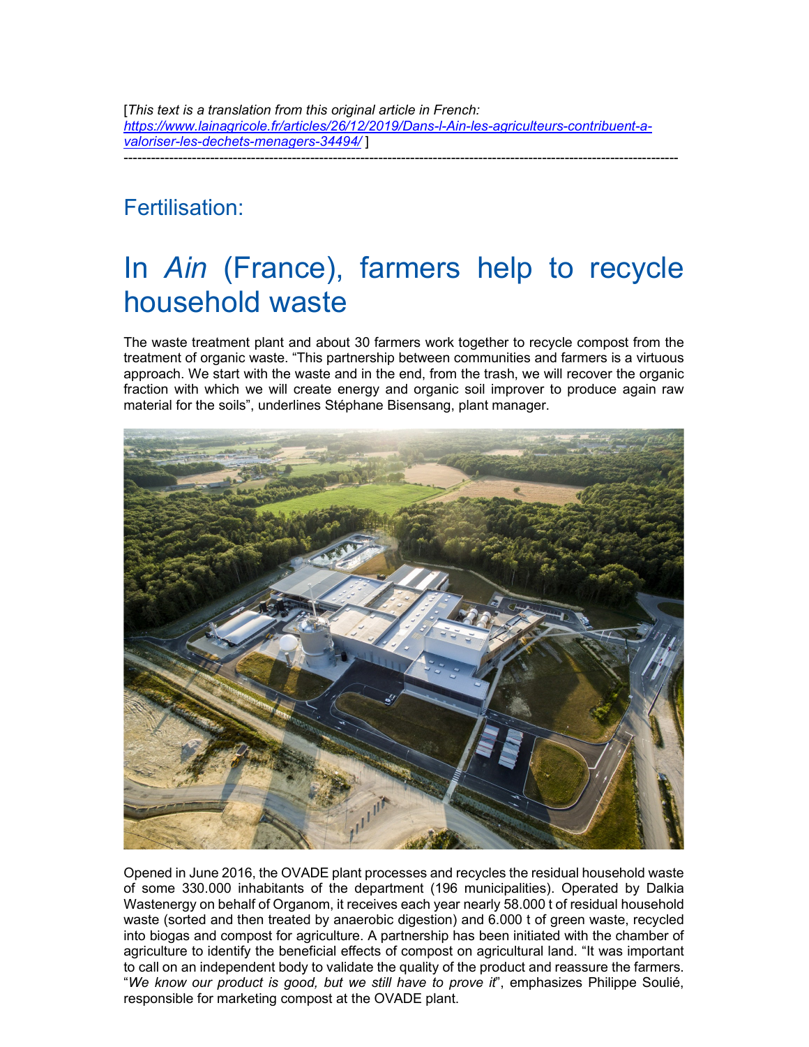[*This text is a translation from this original article in French: https://www.lainagricole.fr/articles/26/12/2019/Dans-l-Ain-les-agriculteurs-contribuent-a-valoriser-les-dechets-menagers-34494/* ]

---

## Fertilisation:

# In *Ain* (France), farmers help to recycle household waste

The waste treatment plant and about 30 farmers work together to recycle compost from the treatment of organic waste. "This partnership between communities and farmers is a virtuous approach. We start with the waste and in the end, from the trash, we will recover the organic fraction with which we will create energy and organic soil improver to produce again raw material for the soils", underlines Stéphane Bisensang, plant manager.

Opened in June 2016, the OVADE plant processes and recycles the residual household waste of some 330.000 inhabitants of the department (196 municipalities). Operated by Dalkia Wastenergy on behalf of Organom, it receives each year nearly 58.000 t of residual household waste (sorted and then treated by anaerobic digestion) and 6.000 t of green waste, recycled into biogas and compost for agriculture. A partnership has been initiated with the chamber of agriculture to identify the beneficial effects of compost on agricultural land. "It was important to call on an independent body to validate the quality of the product and reassure the farmers. "*We know our product is good, but we still have to prove it*", emphasizes Philippe Soulié, responsible for marketing compost at the OVADE plant.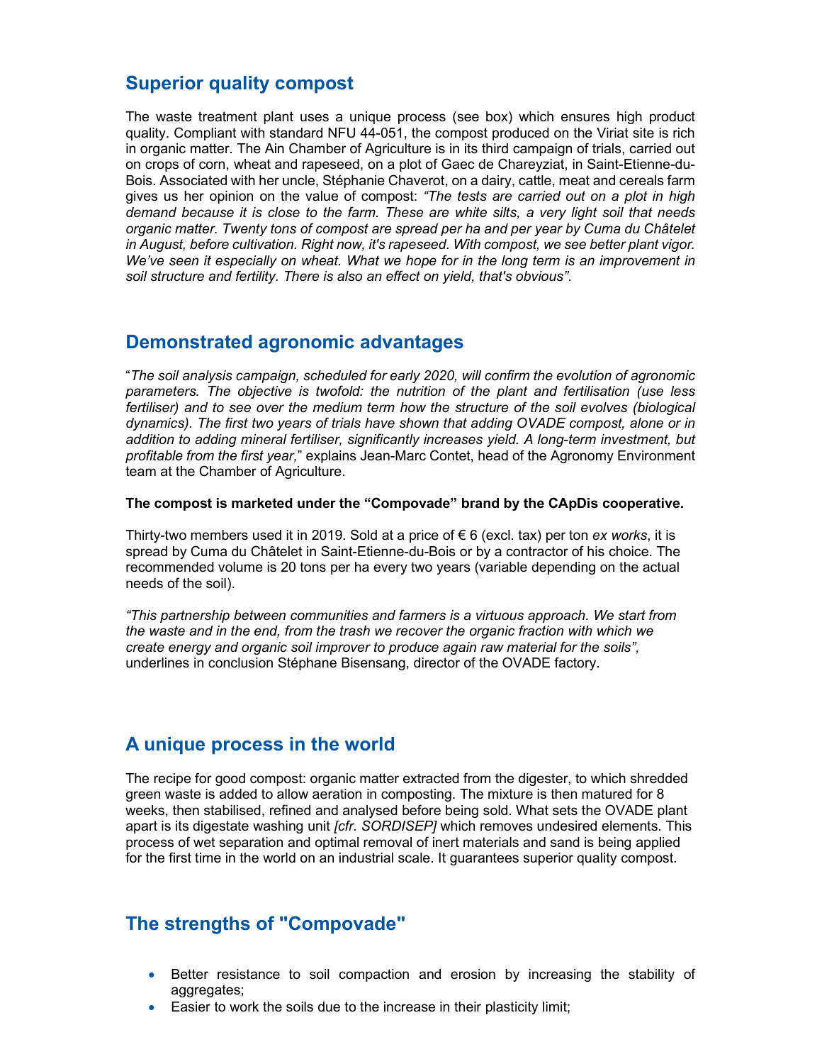## Superior quality compost

The waste treatment plant uses a unique process (see box) which ensures high product quality. Compliant with standard NFU 44-051, the compost produced on the Viriat site is rich in organic matter. The Ain Chamber of Agriculture is in its third campaign of trials, carried out on crops of corn, wheat and rapeseed, on a plot of Gaec de Chareyziat, in Saint-Etienne-du-Bois. Associated with her uncle, Stéphanie Chaverot, on a dairy, cattle, meat and cereals farm gives us her opinion on the value of compost: *"The tests are carried out on a plot in high demand because it is close to the farm. These are white silts, a very light soil that needs organic matter. Twenty tons of compost are spread per ha and per year by Cuma du Châtelet in August, before cultivation. Right now, it's rapeseed. With compost, we see better plant vigor. We've seen it especially on wheat. What we hope for in the long term is an improvement in soil structure and fertility. There is also an effect on yield, that's obvious"*.

## Demonstrated agronomic advantages

"*The soil analysis campaign, scheduled for early 2020, will confirm the evolution of agronomic parameters. The objective is twofold: the nutrition of the plant and fertilisation (use less fertiliser) and to see over the medium term how the structure of the soil evolves (biological dynamics). The first two years of trials have shown that adding OVADE compost, alone or in addition to adding mineral fertiliser, significantly increases yield. A long-term investment, but profitable from the first year,*" explains Jean-Marc Contet, head of the Agronomy Environment team at the Chamber of Agriculture.

**The compost is marketed under the "Compovade" brand by the CApDis cooperative.**

Thirty-two members used it in 2019. Sold at a price of € 6 (excl. tax) per ton *ex works*, it is spread by Cuma du Châtelet in Saint-Etienne-du-Bois or by a contractor of his choice. The recommended volume is 20 tons per ha every two years (variable depending on the actual needs of the soil).

*"This partnership between communities and farmers is a virtuous approach. We start from the waste and in the end, from the trash we recover the organic fraction with which we create energy and organic soil improver to produce again raw material for the soils",* underlines in conclusion Stéphane Bisensang, director of the OVADE factory.

## A unique process in the world

The recipe for good compost: organic matter extracted from the digester, to which shredded green waste is added to allow aeration in composting. The mixture is then matured for 8 weeks, then stabilised, refined and analysed before being sold. What sets the OVADE plant apart is its digestate washing unit *[cfr. SORDISEP]* which removes undesired elements. This process of wet separation and optimal removal of inert materials and sand is being applied for the first time in the world on an industrial scale. It guarantees superior quality compost.

## The strengths of "Compovade"

- Better resistance to soil compaction and erosion by increasing the stability of aggregates;
- Easier to work the soils due to the increase in their plasticity limit;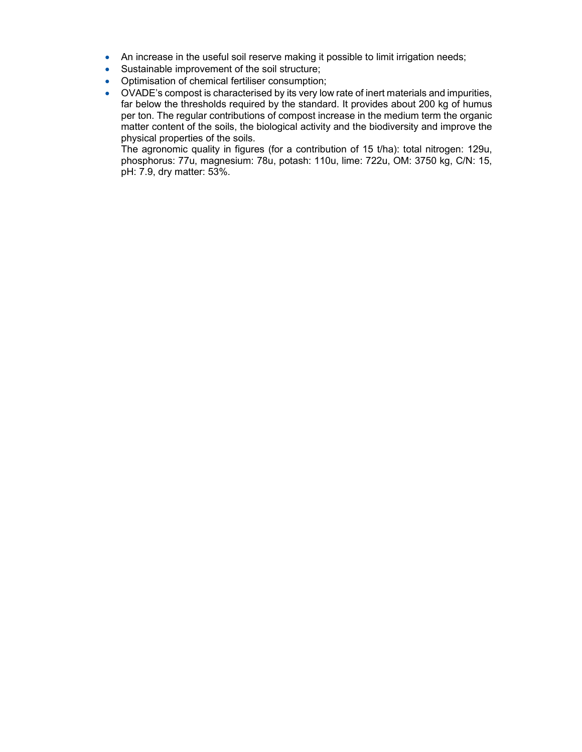- An increase in the useful soil reserve making it possible to limit irrigation needs;
- Sustainable improvement of the soil structure;
- Optimisation of chemical fertiliser consumption;
- OVADE's compost is characterised by its very low rate of inert materials and impurities, far below the thresholds required by the standard. It provides about 200 kg of humus per ton. The regular contributions of compost increase in the medium term the organic matter content of the soils, the biological activity and the biodiversity and improve the physical properties of the soils.

  The agronomic quality in figures (for a contribution of 15 t/ha): total nitrogen: 129u, phosphorus: 77u, magnesium: 78u, potash: 110u, lime: 722u, OM: 3750 kg, C/N: 15, pH: 7.9, dry matter: 53%.